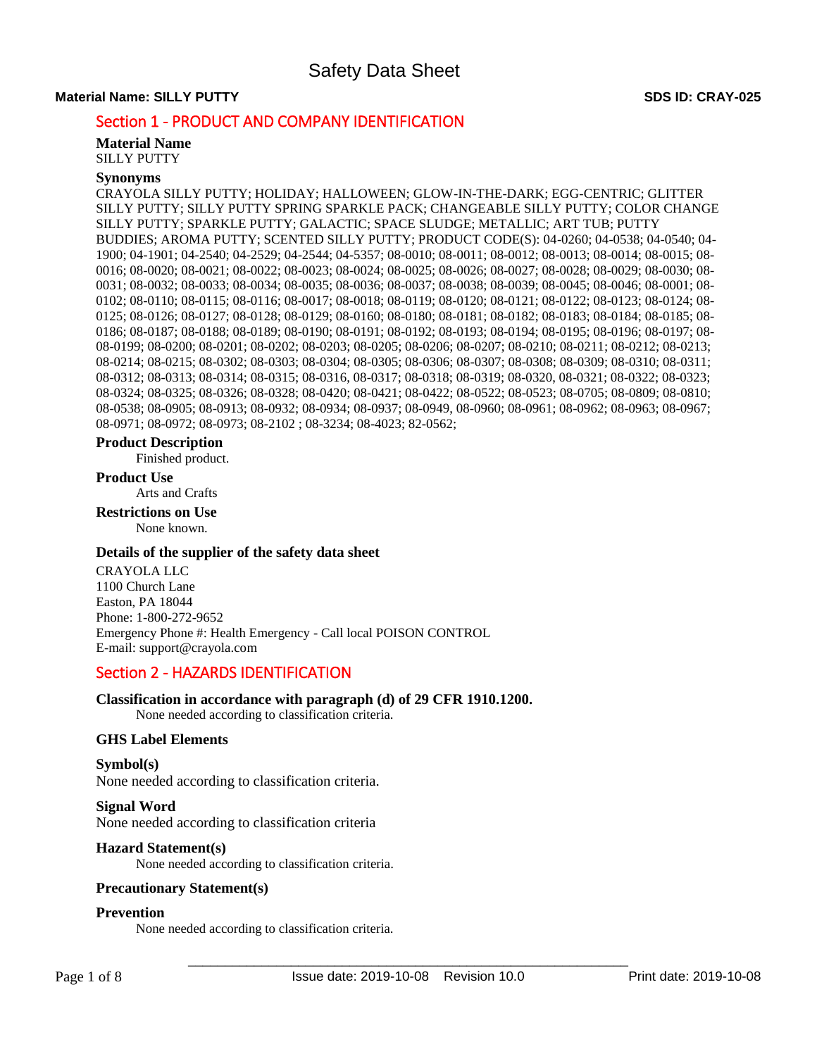# Safety Data Sheet

**Material Name: SILLY PUTTY** **SDS ID: CRAY-025**

## Section 1 - PRODUCT AND COMPANY IDENTIFICATION

### Material Name

SILLY PUTTY

### Synonyms

CRAYOLA SILLY PUTTY; HOLIDAY; HALLOWEEN; GLOW-IN-THE-DARK; EGG-CENTRIC; GLITTER SILLY PUTTY; SILLY PUTTY SPRING SPARKLE PACK; CHANGEABLE SILLY PUTTY; COLOR CHANGE SILLY PUTTY; SPARKLE PUTTY; GALACTIC; SPACE SLUDGE; METALLIC; ART TUB; PUTTY BUDDIES; AROMA PUTTY; SCENTED SILLY PUTTY; PRODUCT CODE(S): 04-0260; 04-0538; 04-0540; 04-1900; 04-1901; 04-2540; 04-2529; 04-2544; 04-5357; 08-0010; 08-0011; 08-0012; 08-0013; 08-0014; 08-0015; 08-0016; 08-0020; 08-0021; 08-0022; 08-0023; 08-0024; 08-0025; 08-0026; 08-0027; 08-0028; 08-0029; 08-0030; 08-0031; 08-0032; 08-0033; 08-0034; 08-0035; 08-0036; 08-0037; 08-0038; 08-0039; 08-0045; 08-0046; 08-0001; 08-0102; 08-0110; 08-0115; 08-0116; 08-0017; 08-0018; 08-0119; 08-0120; 08-0121; 08-0122; 08-0123; 08-0124; 08-0125; 08-0126; 08-0127; 08-0128; 08-0129; 08-0160; 08-0180; 08-0181; 08-0182; 08-0183; 08-0184; 08-0185; 08-0186; 08-0187; 08-0188; 08-0189; 08-0190; 08-0191; 08-0192; 08-0193; 08-0194; 08-0195; 08-0196; 08-0197; 08-08-0199; 08-0200; 08-0201; 08-0202; 08-0203; 08-0205; 08-0206; 08-0207; 08-0210; 08-0211; 08-0212; 08-0213; 08-0214; 08-0215; 08-0302; 08-0303; 08-0304; 08-0305; 08-0306; 08-0307; 08-0308; 08-0309; 08-0310; 08-0311; 08-0312; 08-0313; 08-0314; 08-0315; 08-0316, 08-0317; 08-0318; 08-0319; 08-0320, 08-0321; 08-0322; 08-0323; 08-0324; 08-0325; 08-0326; 08-0328; 08-0420; 08-0421; 08-0422; 08-0522; 08-0523; 08-0705; 08-0809; 08-0810; 08-0538; 08-0905; 08-0913; 08-0932; 08-0934; 08-0937; 08-0949, 08-0960; 08-0961; 08-0962; 08-0963; 08-0967; 08-0971; 08-0972; 08-0973; 08-2102 ; 08-3234; 08-4023; 82-0562;

### Product Description

Finished product.

### Product Use

Arts and Crafts

### Restrictions on Use

None known.

### Details of the supplier of the safety data sheet

CRAYOLA LLC
1100 Church Lane
Easton, PA 18044
Phone: 1-800-272-9652
Emergency Phone #: Health Emergency - Call local POISON CONTROL
E-mail: support@crayola.com

## Section 2 - HAZARDS IDENTIFICATION

### Classification in accordance with paragraph (d) of 29 CFR 1910.1200.

None needed according to classification criteria.

### GHS Label Elements

### Symbol(s)

None needed according to classification criteria.

### Signal Word

None needed according to classification criteria

### Hazard Statement(s)

None needed according to classification criteria.

### Precautionary Statement(s)

### Prevention

None needed according to classification criteria.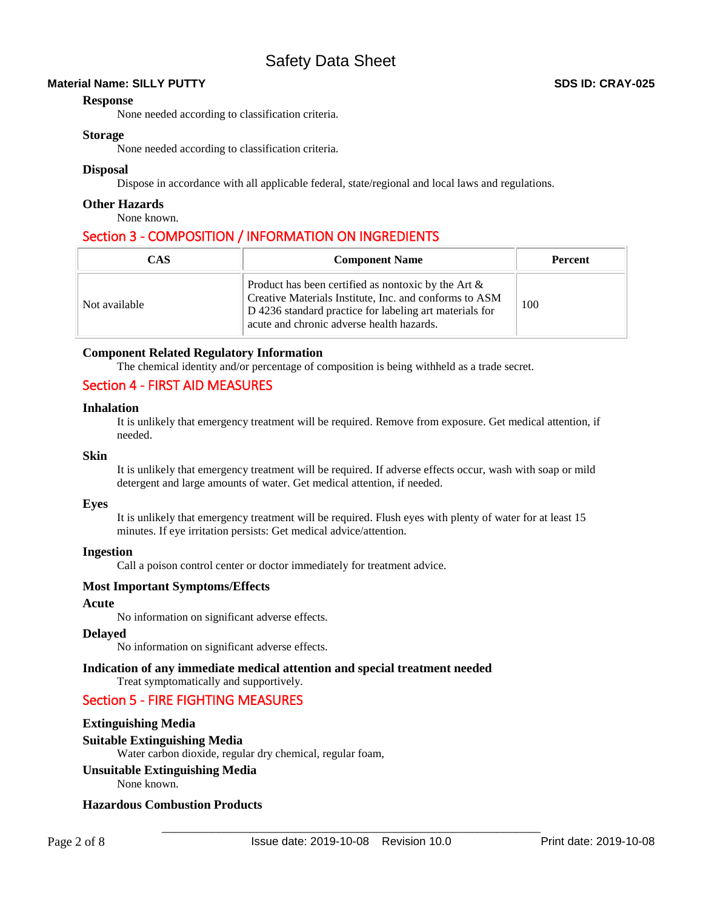### Response

None needed according to classification criteria.

### Storage

None needed according to classification criteria.

### Disposal

Dispose in accordance with all applicable federal, state/regional and local laws and regulations.

### Other Hazards

None known.

## Section 3 - COMPOSITION / INFORMATION ON INGREDIENTS

| CAS | Component Name | Percent |
|---|---|---|
| Not available | Product has been certified as nontoxic by the Art & Creative Materials Institute, Inc. and conforms to ASM D 4236 standard practice for labeling art materials for acute and chronic adverse health hazards. | 100 |

### Component Related Regulatory Information

The chemical identity and/or percentage of composition is being withheld as a trade secret.

## Section 4 - FIRST AID MEASURES

### Inhalation

It is unlikely that emergency treatment will be required. Remove from exposure. Get medical attention, if needed.

### Skin

It is unlikely that emergency treatment will be required. If adverse effects occur, wash with soap or mild detergent and large amounts of water. Get medical attention, if needed.

### Eyes

It is unlikely that emergency treatment will be required. Flush eyes with plenty of water for at least 15 minutes. If eye irritation persists: Get medical advice/attention.

### Ingestion

Call a poison control center or doctor immediately for treatment advice.

### Most Important Symptoms/Effects

### Acute

No information on significant adverse effects.

### Delayed

No information on significant adverse effects.

### Indication of any immediate medical attention and special treatment needed

Treat symptomatically and supportively.

## Section 5 - FIRE FIGHTING MEASURES

### Extinguishing Media

### Suitable Extinguishing Media

Water carbon dioxide, regular dry chemical, regular foam,

### Unsuitable Extinguishing Media

None known.

### Hazardous Combustion Products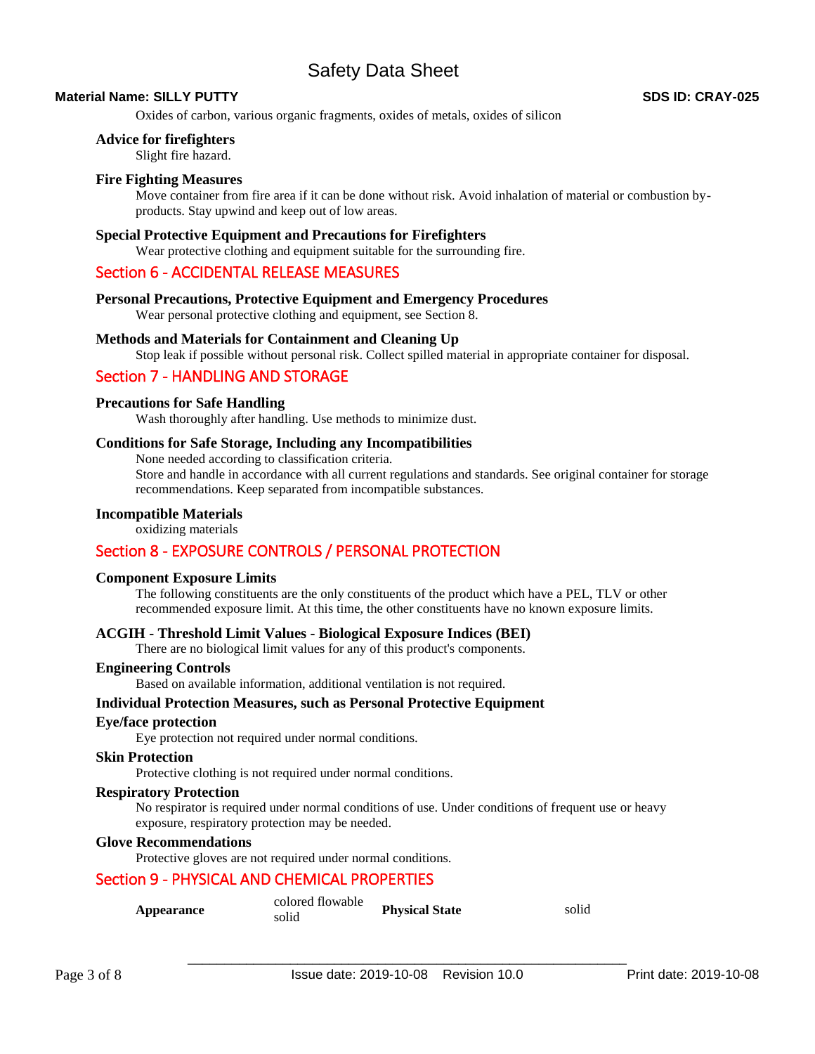Oxides of carbon, various organic fragments, oxides of metals, oxides of silicon

### Advice for firefighters

Slight fire hazard.

### Fire Fighting Measures

Move container from fire area if it can be done without risk. Avoid inhalation of material or combustion by-products. Stay upwind and keep out of low areas.

### Special Protective Equipment and Precautions for Firefighters

Wear protective clothing and equipment suitable for the surrounding fire.

## Section 6 - ACCIDENTAL RELEASE MEASURES

### Personal Precautions, Protective Equipment and Emergency Procedures

Wear personal protective clothing and equipment, see Section 8.

### Methods and Materials for Containment and Cleaning Up

Stop leak if possible without personal risk. Collect spilled material in appropriate container for disposal.

## Section 7 - HANDLING AND STORAGE

### Precautions for Safe Handling

Wash thoroughly after handling. Use methods to minimize dust.

### Conditions for Safe Storage, Including any Incompatibilities

None needed according to classification criteria.
Store and handle in accordance with all current regulations and standards. See original container for storage recommendations. Keep separated from incompatible substances.

### Incompatible Materials

oxidizing materials

## Section 8 - EXPOSURE CONTROLS / PERSONAL PROTECTION

### Component Exposure Limits

The following constituents are the only constituents of the product which have a PEL, TLV or other recommended exposure limit. At this time, the other constituents have no known exposure limits.

### ACGIH - Threshold Limit Values - Biological Exposure Indices (BEI)

There are no biological limit values for any of this product's components.

### Engineering Controls

Based on available information, additional ventilation is not required.

### Individual Protection Measures, such as Personal Protective Equipment

### Eye/face protection

Eye protection not required under normal conditions.

### Skin Protection

Protective clothing is not required under normal conditions.

### Respiratory Protection

No respirator is required under normal conditions of use. Under conditions of frequent use or heavy exposure, respiratory protection may be needed.

### Glove Recommendations

Protective gloves are not required under normal conditions.

## Section 9 - PHYSICAL AND CHEMICAL PROPERTIES

| | | | |
|---|---|---|---|
| **Appearance** | colored flowable solid | **Physical State** | solid |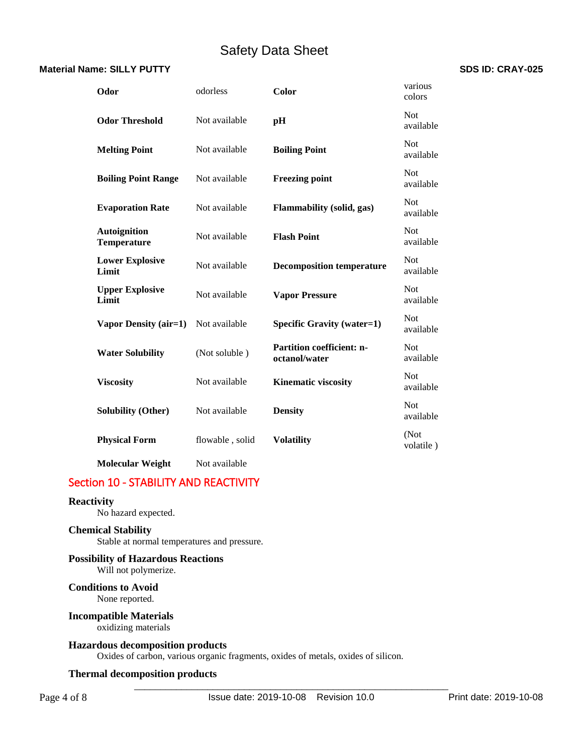| | | | |
|---|---|---|---|
| **Odor** | odorless | **Color** | various colors |
| **Odor Threshold** | Not available | **pH** | Not available |
| **Melting Point** | Not available | **Boiling Point** | Not available |
| **Boiling Point Range** | Not available | **Freezing point** | Not available |
| **Evaporation Rate** | Not available | **Flammability (solid, gas)** | Not available |
| **Autoignition Temperature** | Not available | **Flash Point** | Not available |
| **Lower Explosive Limit** | Not available | **Decomposition temperature** | Not available |
| **Upper Explosive Limit** | Not available | **Vapor Pressure** | Not available |
| **Vapor Density (air=1)** | Not available | **Specific Gravity (water=1)** | Not available |
| **Water Solubility** | (Not soluble ) | **Partition coefficient: n-octanol/water** | Not available |
| **Viscosity** | Not available | **Kinematic viscosity** | Not available |
| **Solubility (Other)** | Not available | **Density** | Not available |
| **Physical Form** | flowable , solid | **Volatility** | (Not volatile ) |
| **Molecular Weight** | Not available | | |

## Section 10 - STABILITY AND REACTIVITY

**Reactivity**

No hazard expected.

**Chemical Stability**

Stable at normal temperatures and pressure.

**Possibility of Hazardous Reactions**

Will not polymerize.

**Conditions to Avoid**

None reported.

**Incompatible Materials**

oxidizing materials

**Hazardous decomposition products**

Oxides of carbon, various organic fragments, oxides of metals, oxides of silicon.

**Thermal decomposition products**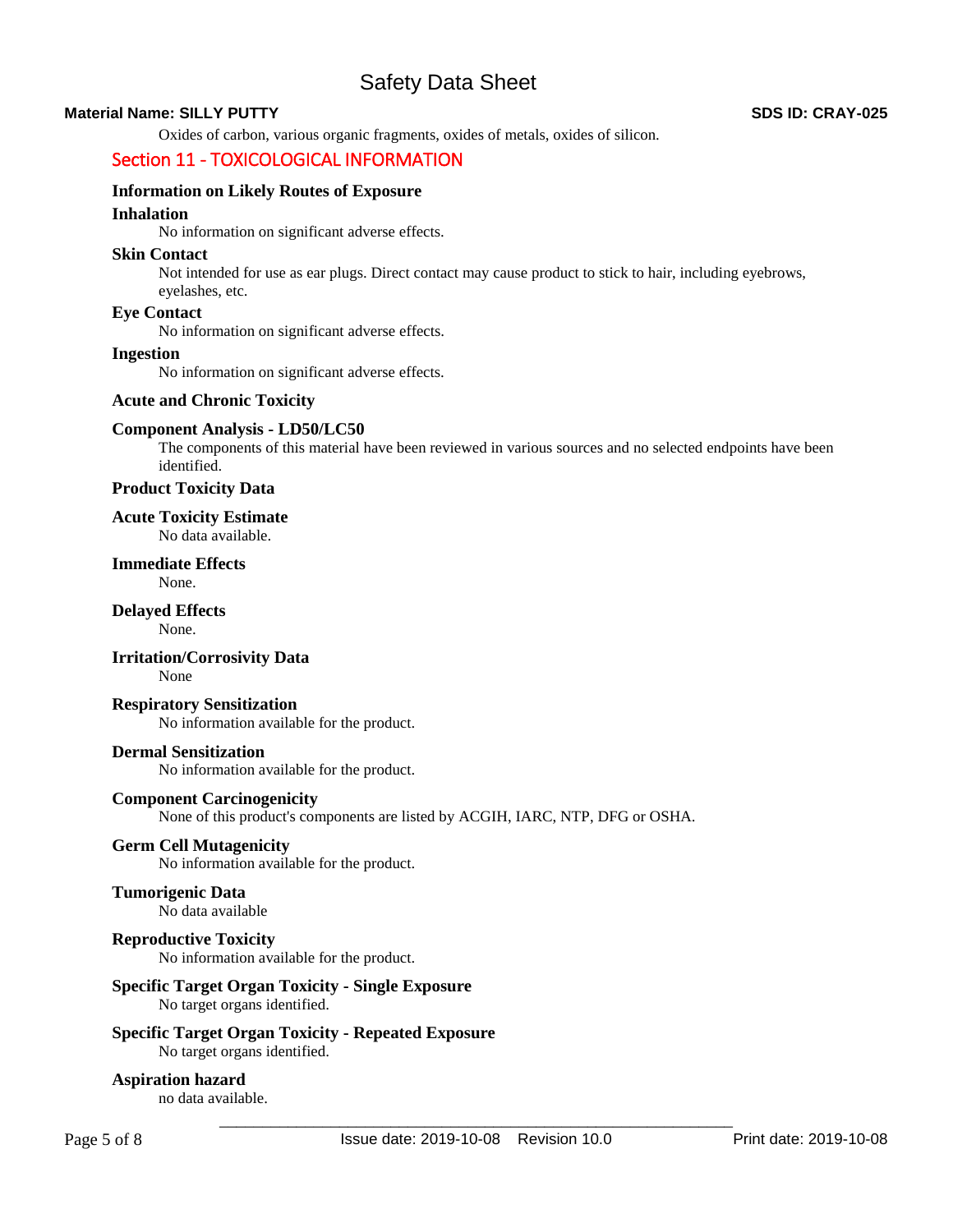Oxides of carbon, various organic fragments, oxides of metals, oxides of silicon.

## Section 11 - TOXICOLOGICAL INFORMATION

### Information on Likely Routes of Exposure

**Inhalation**

No information on significant adverse effects.

**Skin Contact**

Not intended for use as ear plugs. Direct contact may cause product to stick to hair, including eyebrows, eyelashes, etc.

**Eye Contact**

No information on significant adverse effects.

**Ingestion**

No information on significant adverse effects.

### Acute and Chronic Toxicity

**Component Analysis - LD50/LC50**

The components of this material have been reviewed in various sources and no selected endpoints have been identified.

**Product Toxicity Data**

**Acute Toxicity Estimate**

No data available.

**Immediate Effects**

None.

**Delayed Effects**

None.

**Irritation/Corrosivity Data**

None

**Respiratory Sensitization**

No information available for the product.

**Dermal Sensitization**

No information available for the product.

**Component Carcinogenicity**

None of this product's components are listed by ACGIH, IARC, NTP, DFG or OSHA.

**Germ Cell Mutagenicity**

No information available for the product.

**Tumorigenic Data**

No data available

**Reproductive Toxicity**

No information available for the product.

**Specific Target Organ Toxicity - Single Exposure**

No target organs identified.

**Specific Target Organ Toxicity - Repeated Exposure**

No target organs identified.

**Aspiration hazard**

no data available.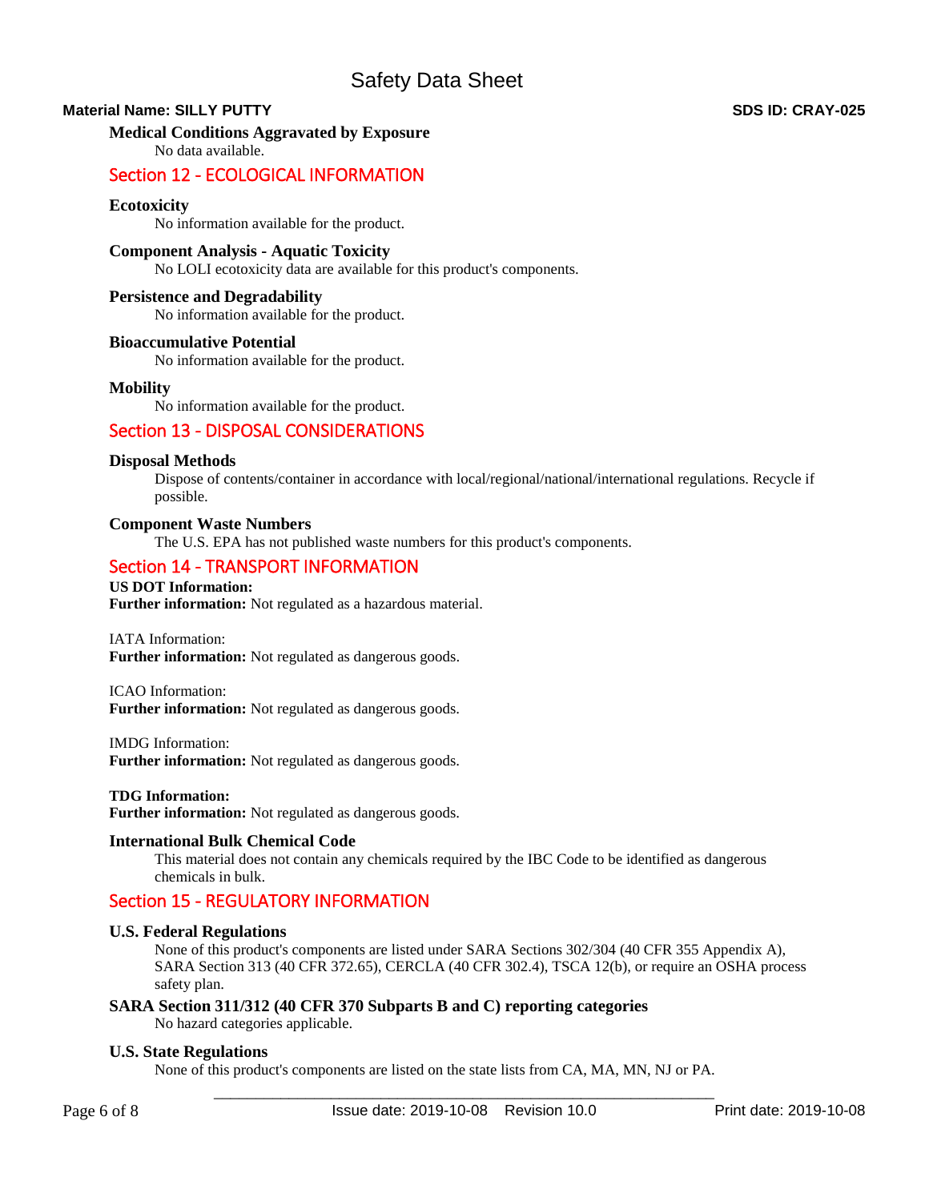**Medical Conditions Aggravated by Exposure**

No data available.

## Section 12 - ECOLOGICAL INFORMATION

**Ecotoxicity**

No information available for the product.

**Component Analysis - Aquatic Toxicity**

No LOLI ecotoxicity data are available for this product's components.

**Persistence and Degradability**

No information available for the product.

**Bioaccumulative Potential**

No information available for the product.

**Mobility**

No information available for the product.

## Section 13 - DISPOSAL CONSIDERATIONS

**Disposal Methods**

Dispose of contents/container in accordance with local/regional/national/international regulations. Recycle if possible.

**Component Waste Numbers**

The U.S. EPA has not published waste numbers for this product's components.

## Section 14 - TRANSPORT INFORMATION

**US DOT Information:**
**Further information:** Not regulated as a hazardous material.

IATA Information:
**Further information:** Not regulated as dangerous goods.

ICAO Information:
**Further information:** Not regulated as dangerous goods.

IMDG Information:
**Further information:** Not regulated as dangerous goods.

**TDG Information:**
**Further information:** Not regulated as dangerous goods.

**International Bulk Chemical Code**

This material does not contain any chemicals required by the IBC Code to be identified as dangerous chemicals in bulk.

## Section 15 - REGULATORY INFORMATION

**U.S. Federal Regulations**

None of this product's components are listed under SARA Sections 302/304 (40 CFR 355 Appendix A), SARA Section 313 (40 CFR 372.65), CERCLA (40 CFR 302.4), TSCA 12(b), or require an OSHA process safety plan.

**SARA Section 311/312 (40 CFR 370 Subparts B and C) reporting categories**

No hazard categories applicable.

**U.S. State Regulations**

None of this product's components are listed on the state lists from CA, MA, MN, NJ or PA.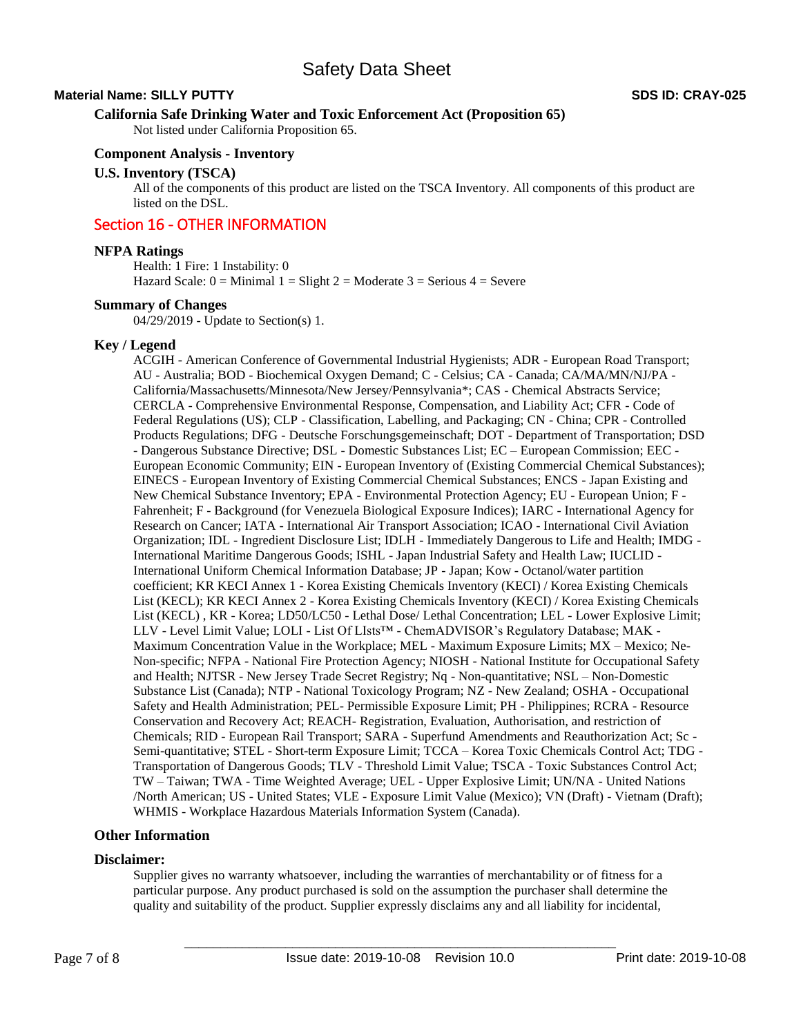#### California Safe Drinking Water and Toxic Enforcement Act (Proposition 65)

Not listed under California Proposition 65.

#### Component Analysis - Inventory

#### U.S. Inventory (TSCA)

All of the components of this product are listed on the TSCA Inventory. All components of this product are listed on the DSL.

## Section 16 - OTHER INFORMATION

#### NFPA Ratings

Health: 1 Fire: 1 Instability: 0
Hazard Scale: 0 = Minimal 1 = Slight 2 = Moderate 3 = Serious 4 = Severe

#### Summary of Changes

04/29/2019 - Update to Section(s) 1.

#### Key / Legend

ACGIH - American Conference of Governmental Industrial Hygienists; ADR - European Road Transport; AU - Australia; BOD - Biochemical Oxygen Demand; C - Celsius; CA - Canada; CA/MA/MN/NJ/PA - California/Massachusetts/Minnesota/New Jersey/Pennsylvania*; CAS - Chemical Abstracts Service; CERCLA - Comprehensive Environmental Response, Compensation, and Liability Act; CFR - Code of Federal Regulations (US); CLP - Classification, Labelling, and Packaging; CN - China; CPR - Controlled Products Regulations; DFG - Deutsche Forschungsgemeinschaft; DOT - Department of Transportation; DSD - Dangerous Substance Directive; DSL - Domestic Substances List; EC – European Commission; EEC - European Economic Community; EIN - European Inventory of (Existing Commercial Chemical Substances); EINECS - European Inventory of Existing Commercial Chemical Substances; ENCS - Japan Existing and New Chemical Substance Inventory; EPA - Environmental Protection Agency; EU - European Union; F - Fahrenheit; F - Background (for Venezuela Biological Exposure Indices); IARC - International Agency for Research on Cancer; IATA - International Air Transport Association; ICAO - International Civil Aviation Organization; IDL - Ingredient Disclosure List; IDLH - Immediately Dangerous to Life and Health; IMDG - International Maritime Dangerous Goods; ISHL - Japan Industrial Safety and Health Law; IUCLID - International Uniform Chemical Information Database; JP - Japan; Kow - Octanol/water partition coefficient; KR KECI Annex 1 - Korea Existing Chemicals Inventory (KECI) / Korea Existing Chemicals List (KECL); KR KECI Annex 2 - Korea Existing Chemicals Inventory (KECI) / Korea Existing Chemicals List (KECL) , KR - Korea; LD50/LC50 - Lethal Dose/ Lethal Concentration; LEL - Lower Explosive Limit; LLV - Level Limit Value; LOLI - List Of LIsts™ - ChemADVISOR's Regulatory Database; MAK - Maximum Concentration Value in the Workplace; MEL - Maximum Exposure Limits; MX – Mexico; Ne- Non-specific; NFPA - National Fire Protection Agency; NIOSH - National Institute for Occupational Safety and Health; NJTSR - New Jersey Trade Secret Registry; Nq - Non-quantitative; NSL – Non-Domestic Substance List (Canada); NTP - National Toxicology Program; NZ - New Zealand; OSHA - Occupational Safety and Health Administration; PEL- Permissible Exposure Limit; PH - Philippines; RCRA - Resource Conservation and Recovery Act; REACH- Registration, Evaluation, Authorisation, and restriction of Chemicals; RID - European Rail Transport; SARA - Superfund Amendments and Reauthorization Act; Sc - Semi-quantitative; STEL - Short-term Exposure Limit; TCCA – Korea Toxic Chemicals Control Act; TDG - Transportation of Dangerous Goods; TLV - Threshold Limit Value; TSCA - Toxic Substances Control Act; TW – Taiwan; TWA - Time Weighted Average; UEL - Upper Explosive Limit; UN/NA - United Nations /North American; US - United States; VLE - Exposure Limit Value (Mexico); VN (Draft) - Vietnam (Draft); WHMIS - Workplace Hazardous Materials Information System (Canada).

#### Other Information

#### Disclaimer:

Supplier gives no warranty whatsoever, including the warranties of merchantability or of fitness for a particular purpose. Any product purchased is sold on the assumption the purchaser shall determine the quality and suitability of the product. Supplier expressly disclaims any and all liability for incidental,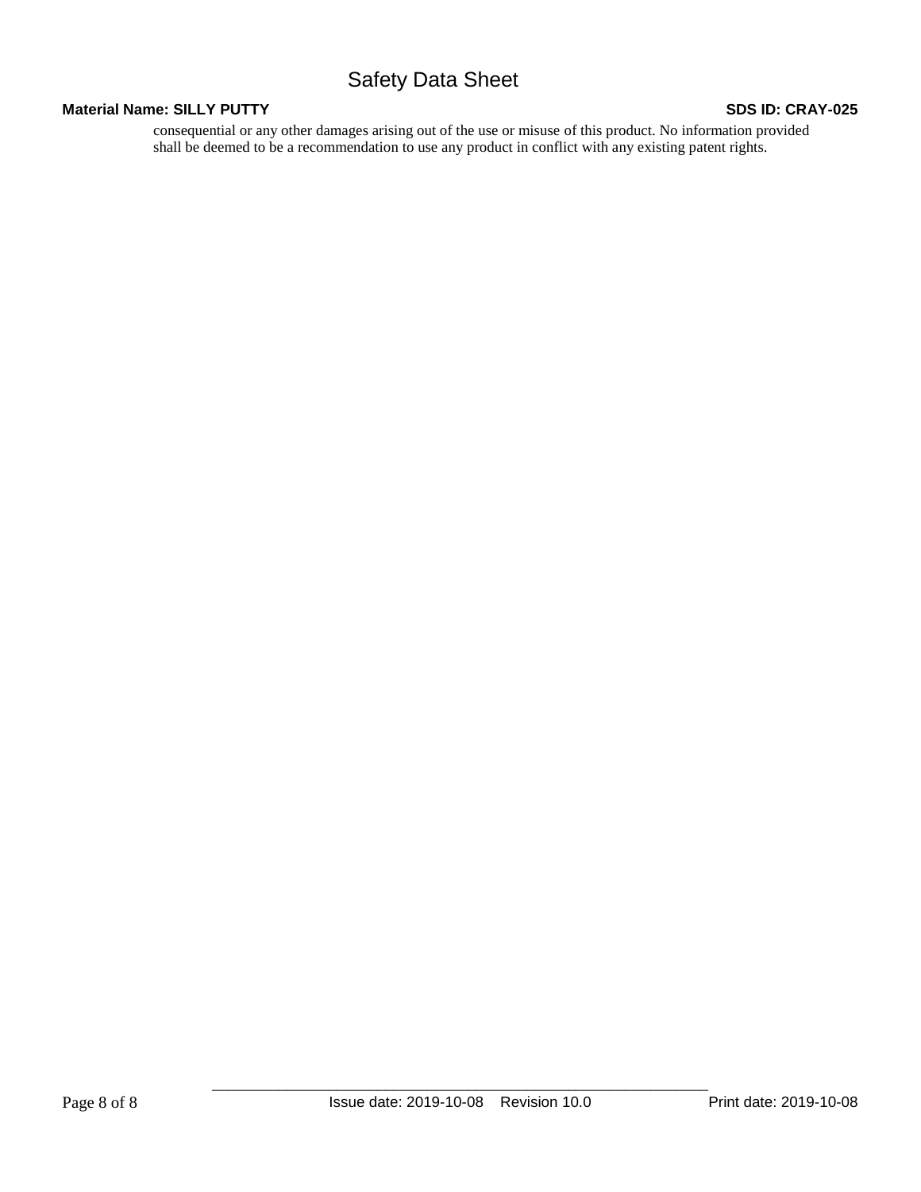consequential or any other damages arising out of the use or misuse of this product. No information provided shall be deemed to be a recommendation to use any product in conflict with any existing patent rights.